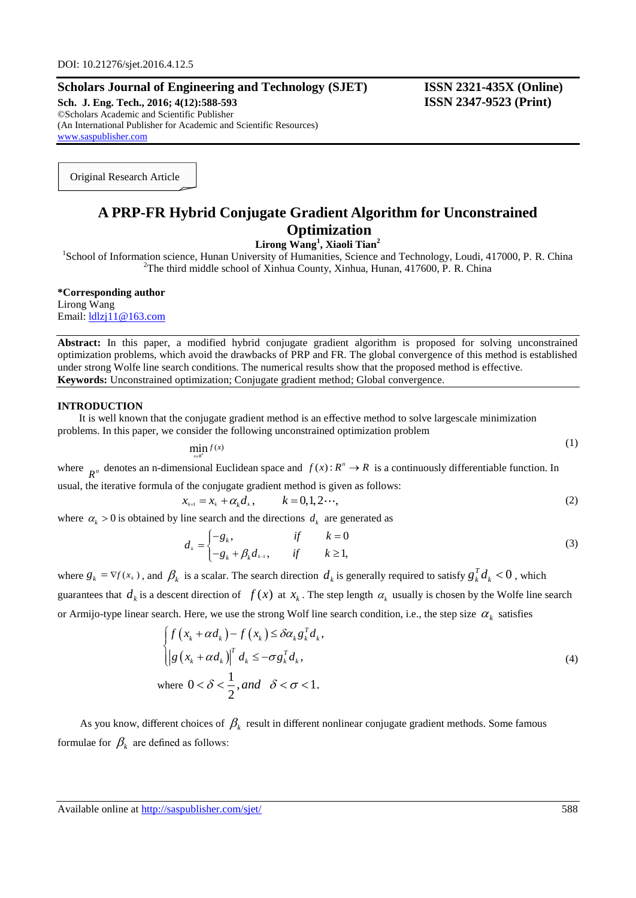DOI: 10.21276/sjet.2016.4.12.5

**Scholars Journal of Engineering and Technology (SJET)** **ISSN 2321-435X (Online)**
**Sch. J. Eng. Tech., 2016; 4(12):588-593** **ISSN 2347-9523 (Print)**
©Scholars Academic and Scientific Publisher
(An International Publisher for Academic and Scientific Resources)
www.saspublisher.com

Original Research Article

# A PRP-FR Hybrid Conjugate Gradient Algorithm for Unconstrained Optimization

**Lirong Wang[1], Xiaoli Tian[2]**

[1]School of Information science, Hunan University of Humanities, Science and Technology, Loudi, 417000, P. R. China
[2]The third middle school of Xinhua County, Xinhua, Hunan, 417600, P. R. China

**\*Corresponding author**
Lirong Wang
Email: ldlzj11@163.com

**Abstract:** In this paper, a modified hybrid conjugate gradient algorithm is proposed for solving unconstrained optimization problems, which avoid the drawbacks of PRP and FR. The global convergence of this method is established under strong Wolfe line search conditions. The numerical results show that the proposed method is effective.
**Keywords:** Unconstrained optimization; Conjugate gradient method; Global convergence.

## INTRODUCTION

It is well known that the conjugate gradient method is an effective method to solve largescale minimization problems. In this paper, we consider the following unconstrained optimization problem

$$\min_{x \in R^n} f(x) \tag{1}$$

where $R^n$ denotes an n-dimensional Euclidean space and $f(x): R^n \to R$ is a continuously differentiable function. In usual, the iterative formula of the conjugate gradient method is given as follows:

$$x_{k+1} = x_k + \alpha_k d_k, \qquad k = 0,1,2\cdots, \tag{2}$$

where $\alpha_k > 0$ is obtained by line search and the directions $d_k$ are generated as

$$d_k = \begin{cases} -g_k, & if \quad k = 0 \\ -g_k + \beta_k d_{k-1}, & if \quad k \geq 1, \end{cases} \tag{3}$$

where $g_k = \nabla f(x_k)$, and $\beta_k$ is a scalar. The search direction $d_k$ is generally required to satisfy $g_k^T d_k < 0$, which guarantees that $d_k$ is a descent direction of $f(x)$ at $x_k$. The step length $\alpha_k$ usually is chosen by the Wolfe line search or Armijo-type linear search. Here, we use the strong Wolf line search condition, i.e., the step size $\alpha_k$ satisfies

$$\begin{cases} f(x_k + \alpha d_k) - f(x_k) \leq \delta \alpha_k g_k^T d_k, \\ \left| g(x_k + \alpha d_k) \right|^T d_k \leq -\sigma g_k^T d_k, \end{cases} \tag{4}$$

$$\text{where } 0 < \delta < \frac{1}{2}, and \quad \delta < \sigma < 1.$$

As you know, different choices of $\beta_k$ result in different nonlinear conjugate gradient methods. Some famous formulae for $\beta_k$ are defined as follows: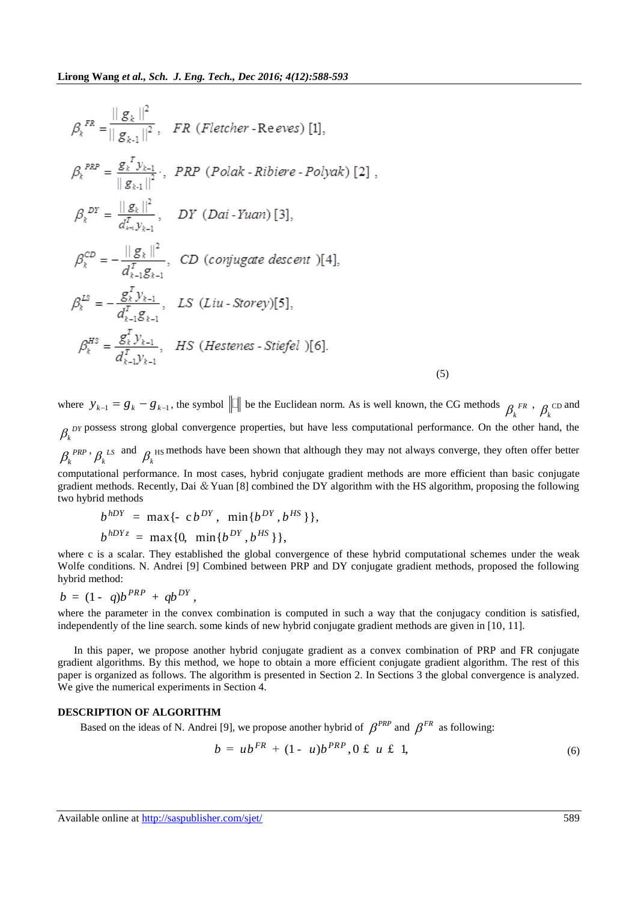$$\beta_k^{FR} = \frac{\| g_k \|^2}{\| g_{k-1} \|^2}, \quad FR \text{ (Fletcher - Reeves) [1]},$$

$$\beta_k^{PRP} = \frac{g_k^T y_{k-1}}{\| g_{k-1} \|^2}, \quad PRP \text{ (Polak - Ribiere - Polyak) [2]},$$

$$\beta_k^{DY} = \frac{\| g_k \|^2}{d_{k-1}^T y_{k-1}}, \quad DY \text{ (Dai - Yuan) [3]},$$

$$\beta_k^{CD} = -\frac{\| g_k \|^2}{d_{k-1}^T g_{k-1}}, \quad CD \text{ (conjugate descent) [4]},$$

$$\beta_k^{LS} = -\frac{g_k^T y_{k-1}}{d_{k-1}^T g_{k-1}}, \quad LS \text{ (Liu - Storey) [5]},$$

$$\beta_k^{HS} = \frac{g_k^T y_{k-1}}{d_{k-1}^T y_{k-1}}, \quad HS \text{ (Hestenes - Stiefel) [6]}. \tag{5}$$

where $y_{k-1} = g_k - g_{k-1}$, the symbol $\|\cdot\|$ be the Euclidean norm. As is well known, the CG methods $\beta_k^{FR}$, $\beta_k^{CD}$ and $\beta_k^{DY}$ possess strong global convergence properties, but have less computational performance. On the other hand, the $\beta_k^{PRP}$, $\beta_k^{LS}$ and $\beta_k^{HS}$ methods have been shown that although they may not always converge, they often offer better computational performance. In most cases, hybrid conjugate gradient methods are more efficient than basic conjugate gradient methods. Recently, Dai & Yuan [8] combined the DY algorithm with the HS algorithm, proposing the following two hybrid methods

$$\beta^{hDY} = \max\{-c\beta^{DY}, \ \min\{\beta^{DY}, \beta^{HS}\}\},$$

$$\beta^{hDYz} = \max\{0, \ \min\{\beta^{DY}, \beta^{HS}\}\},$$

where c is a scalar. They established the global convergence of these hybrid computational schemes under the weak Wolfe conditions. N. Andrei [9] Combined between PRP and DY conjugate gradient methods, proposed the following hybrid method:

$$\beta = (1-\theta)\beta^{PRP} + \theta\beta^{DY},$$

where the parameter in the convex combination is computed in such a way that the conjugacy condition is satisfied, independently of the line search. some kinds of new hybrid conjugate gradient methods are given in [10, 11].

In this paper, we propose another hybrid conjugate gradient as a convex combination of PRP and FR conjugate gradient algorithms. By this method, we hope to obtain a more efficient conjugate gradient algorithm. The rest of this paper is organized as follows. The algorithm is presented in Section 2. In Sections 3 the global convergence is analyzed. We give the numerical experiments in Section 4.

## DESCRIPTION OF ALGORITHM

Based on the ideas of N. Andrei [9], we propose another hybrid of $\beta^{PRP}$ and $\beta^{FR}$ as following:

$$\beta = \mu\beta^{FR} + (1-\mu)\beta^{PRP}, 0 \le \mu \le 1, \tag{6}$$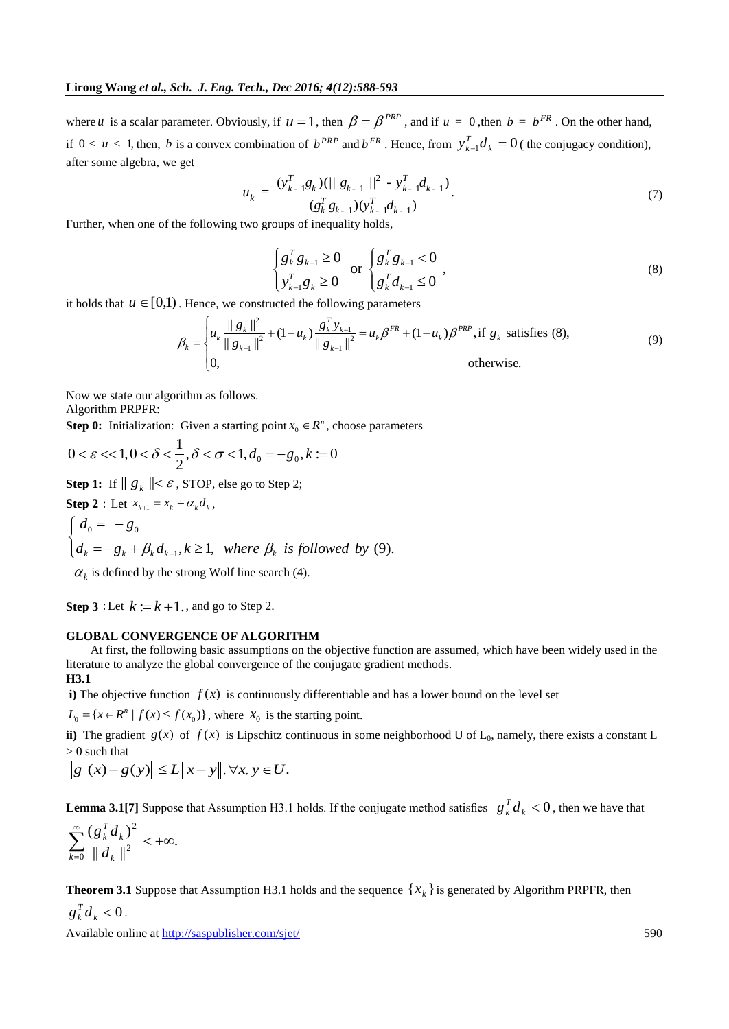where $u$ is a scalar parameter. Obviously, if $u=1$, then $\beta=\beta^{PRP}$, and if $u = 0$, then $b = b^{FR}$. On the other hand, if $0 < u < 1$, then, $b$ is a convex combination of $b^{PRP}$ and $b^{FR}$. Hence, from $y_{k-1}^T d_k = 0$ ( the conjugacy condition), after some algebra, we get

$$u_k = \frac{(y_{k-1}^T g_k)(\| g_{k-1} \|^2 - y_{k-1}^T d_{k-1})}{(g_k^T g_{k-1})(y_{k-1}^T d_{k-1})}. \tag{7}$$

Further, when one of the following two groups of inequality holds,

$$\begin{cases} g_k^T g_{k-1} \ge 0 \\ y_{k-1}^T g_k \ge 0 \end{cases} \text{ or } \begin{cases} g_k^T g_{k-1} < 0 \\ g_k^T d_{k-1} \le 0 \end{cases}, \tag{8}$$

it holds that $u \in [0,1)$. Hence, we constructed the following parameters

$$\beta_k = \begin{cases} u_k \dfrac{\| g_k \|^2}{\| g_{k-1} \|^2} + (1-u_k)\dfrac{g_k^T y_{k-1}}{\| g_{k-1} \|^2} = u_k \beta^{FR} + (1-u_k)\beta^{PRP}, \text{if } g_k \text{ satisfies (8),} \\ 0, \qquad\qquad\qquad\qquad\qquad\qquad\qquad\qquad \text{otherwise.} \end{cases} \tag{9}$$

Now we state our algorithm as follows.

Algorithm PRPFR:

**Step 0:** Initialization: Given a starting point $x_0 \in R^n$, choose parameters

$$0 < \varepsilon << 1, 0 < \delta < \frac{1}{2}, \delta < \sigma < 1, d_0 = -g_0, k := 0$$

**Step 1:** If $\| g_k \| < \varepsilon$, STOP, else go to Step 2;

**Step 2** : Let $x_{k+1} = x_k + \alpha_k d_k$,

$$\begin{cases} d_0 = -g_0 \\ d_k = -g_k + \beta_k d_{k-1}, k \ge 1, \ \textit{where } \beta_k \textit{ is followed by } (9). \end{cases}$$

$\alpha_k$ is defined by the strong Wolf line search (4).

**Step 3** : Let $k := k+1$., and go to Step 2.

## GLOBAL CONVERGENCE OF ALGORITHM

At first, the following basic assumptions on the objective function are assumed, which have been widely used in the literature to analyze the global convergence of the conjugate gradient methods.

**H3.1**

**i)** The objective function $f(x)$ is continuously differentiable and has a lower bound on the level set $L_0 = \{x \in R^n \mid f(x) \le f(x_0)\}$, where $x_0$ is the starting point.

**ii)** The gradient $g(x)$ of $f(x)$ is Lipschitz continuous in some neighborhood U of $L_0$, namely, there exists a constant L > 0 such that

$$\| g(x) - g(y) \| \le L \| x - y \|, \forall x, y \in U.$$

**Lemma 3.1[7]** Suppose that Assumption H3.1 holds. If the conjugate method satisfies $g_k^T d_k < 0$, then we have that

$$\sum_{k=0}^{\infty} \frac{(g_k^T d_k)^2}{\| d_k \|^2} < +\infty.$$

**Theorem 3.1** Suppose that Assumption H3.1 holds and the sequence $\{x_k\}$ is generated by Algorithm PRPFR, then $g_k^T d_k < 0$.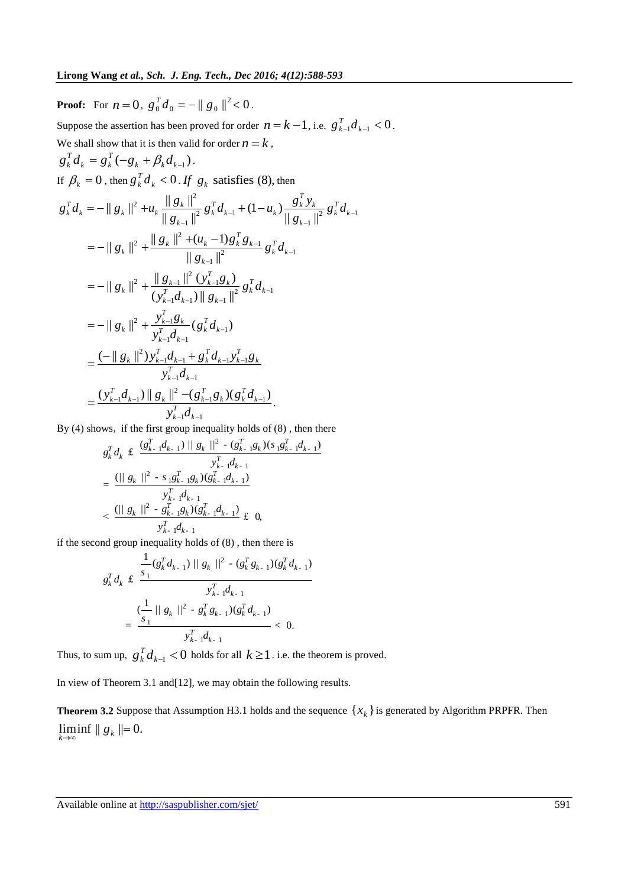**Proof:** For $n=0$, $g_0^T d_0 = -\| g_0 \|^2 < 0$.

Suppose the assertion has been proved for order $n = k-1$, i.e. $g_{k-1}^T d_{k-1} < 0$.

We shall show that it is then valid for order $n = k$,

$$g_k^T d_k = g_k^T(-g_k + \beta_k d_{k-1}).$$

If $\beta_k = 0$, then $g_k^T d_k < 0$. *If* $g_k$ satisfies (8), then

$$
\begin{aligned}
g_k^T d_k &= -\| g_k \|^2 + u_k \frac{\| g_k \|^2}{\| g_{k-1} \|^2} g_k^T d_{k-1} + (1-u_k)\frac{g_k^T y_k}{\| g_{k-1} \|^2} g_k^T d_{k-1} \\
&= -\| g_k \|^2 + \frac{\| g_k \|^2 + (u_k - 1) g_k^T g_{k-1}}{\| g_{k-1} \|^2} g_k^T d_{k-1} \\
&= -\| g_k \|^2 + \frac{\| g_{k-1} \|^2 (y_{k-1}^T g_k)}{(y_{k-1}^T d_{k-1}) \| g_{k-1} \|^2} g_k^T d_{k-1} \\
&= -\| g_k \|^2 + \frac{y_{k-1}^T g_k}{y_{k-1}^T d_{k-1}} (g_k^T d_{k-1}) \\
&= \frac{(-\| g_k \|^2) y_{k-1}^T d_{k-1} + g_k^T d_{k-1} y_{k-1}^T g_k}{y_{k-1}^T d_{k-1}} \\
&= \frac{(y_{k-1}^T d_{k-1}) \| g_k \|^2 - (g_{k-1}^T g_k)(g_k^T d_{k-1})}{y_{k-1}^T d_{k-1}}.
\end{aligned}
$$

By (4) shows, if the first group inequality holds of (8), then there

$$
\begin{aligned}
g_k^T d_k &\le \frac{(g_{k-1}^T d_{k-1}) \| g_k \|^2 - (g_{k-1}^T g_k)(s_1 g_{k-1}^T d_{k-1})}{y_{k-1}^T d_{k-1}} \\
&= \frac{(\| g_k \|^2 - s_1 g_{k-1}^T g_k)(g_{k-1}^T d_{k-1})}{y_{k-1}^T d_{k-1}} \\
&< \frac{(\| g_k \|^2 - g_{k-1}^T g_k)(g_{k-1}^T d_{k-1})}{y_{k-1}^T d_{k-1}} \le 0,
\end{aligned}
$$

if the second group inequality holds of (8), then there is

$$
\begin{aligned}
g_k^T d_k &\le \frac{\frac{1}{s_1}(g_k^T d_{k-1}) \| g_k \|^2 - (g_k^T g_{k-1})(g_k^T d_{k-1})}{y_{k-1}^T d_{k-1}} \\
&= \frac{(\frac{1}{s_1} \| g_k \|^2 - g_k^T g_{k-1})(g_k^T d_{k-1})}{y_{k-1}^T d_{k-1}} < 0.
\end{aligned}
$$

Thus, to sum up, $g_k^T d_{k-1} < 0$ holds for all $k \ge 1$. i.e. the theorem is proved.

In view of Theorem 3.1 and[12], we may obtain the following results.

**Theorem 3.2** Suppose that Assumption H3.1 holds and the sequence $\{x_k\}$ is generated by Algorithm PRPFR. Then $\liminf_{k\to\infty} \| g_k \| = 0.$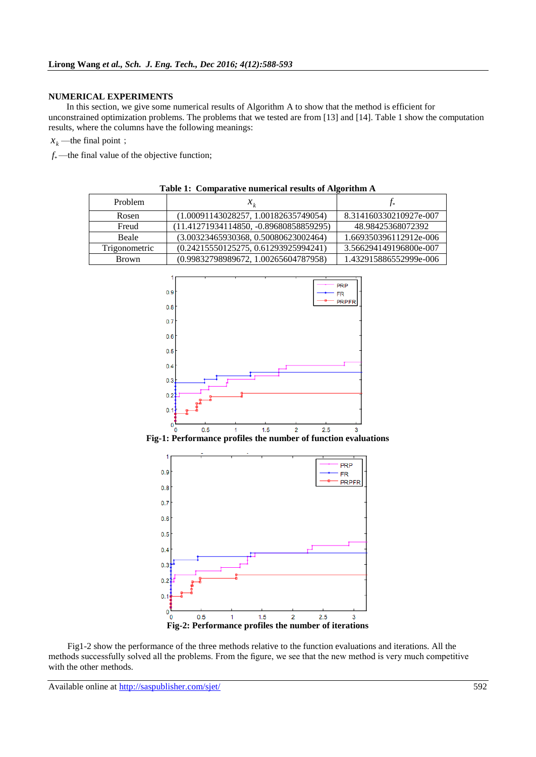## NUMERICAL EXPERIMENTS

In this section, we give some numerical results of Algorithm A to show that the method is efficient for unconstrained optimization problems. The problems that we tested are from [13] and [14]. Table 1 show the computation results, where the columns have the following meanings:

$x_k$ —the final point ;

$f_*$ —the final value of the objective function;

**Table 1: Comparative numerical results of Algorithm A**

| Problem | $x_k$ | $f_*$ |
|---|---|---|
| Rosen | (1.00091143028257, 1.00182635749054) | 8.314160330210927e-007 |
| Freud | (11.41271934114850, -0.89680858859295) | 48.98425368072392 |
| Beale | (3.00323465930368, 0.50080623002464) | 1.669350396112912e-006 |
| Trigonometric | (0.24215550125275, 0.61293925994241) | 3.566294149196800e-007 |
| Brown | (0.99832798989672, 1.00265604787958) | 1.432915886552999e-006 |

**Fig-1: Performance profiles the number of function evaluations**

**Fig-2: Performance profiles the number of iterations**

Fig1-2 show the performance of the three methods relative to the function evaluations and iterations. All the methods successfully solved all the problems. From the figure, we see that the new method is very much competitive with the other methods.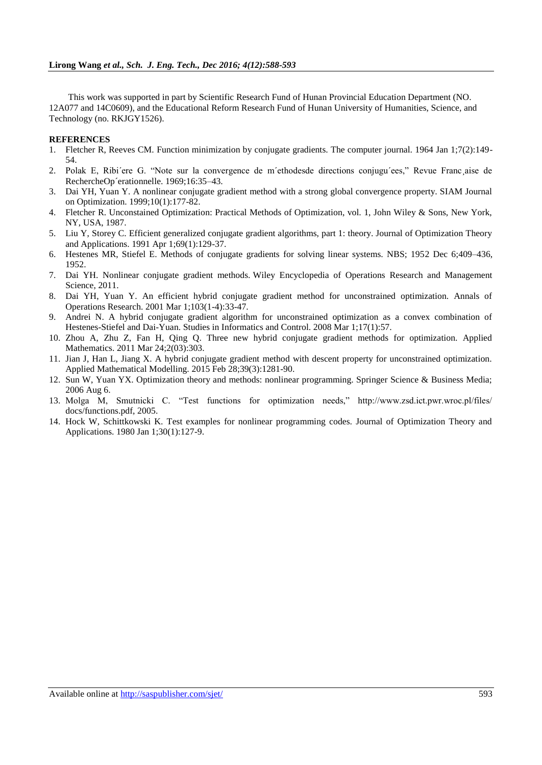This work was supported in part by Scientific Research Fund of Hunan Provincial Education Department (NO. 12A077 and 14C0609), and the Educational Reform Research Fund of Hunan University of Humanities, Science, and Technology (no. RKJGY1526).

## REFERENCES

1. Fletcher R, Reeves CM. Function minimization by conjugate gradients. The computer journal. 1964 Jan 1;7(2):149-54.
2. Polak E, Ribi´ere G. "Note sur la convergence de m´ethodesde directions conjugu´ees," Revue Franc¸aise de RechercheOp´erationnelle. 1969;16:35–43.
3. Dai YH, Yuan Y. A nonlinear conjugate gradient method with a strong global convergence property. SIAM Journal on Optimization. 1999;10(1):177-82.
4. Fletcher R. Unconstained Optimization: Practical Methods of Optimization, vol. 1, John Wiley & Sons, New York, NY, USA, 1987.
5. Liu Y, Storey C. Efficient generalized conjugate gradient algorithms, part 1: theory. Journal of Optimization Theory and Applications. 1991 Apr 1;69(1):129-37.
6. Hestenes MR, Stiefel E. Methods of conjugate gradients for solving linear systems. NBS; 1952 Dec 6;409–436, 1952.
7. Dai YH. Nonlinear conjugate gradient methods. Wiley Encyclopedia of Operations Research and Management Science, 2011.
8. Dai YH, Yuan Y. An efficient hybrid conjugate gradient method for unconstrained optimization. Annals of Operations Research. 2001 Mar 1;103(1-4):33-47.
9. Andrei N. A hybrid conjugate gradient algorithm for unconstrained optimization as a convex combination of Hestenes-Stiefel and Dai-Yuan. Studies in Informatics and Control. 2008 Mar 1;17(1):57.
10. Zhou A, Zhu Z, Fan H, Qing Q. Three new hybrid conjugate gradient methods for optimization. Applied Mathematics. 2011 Mar 24;2(03):303.
11. Jian J, Han L, Jiang X. A hybrid conjugate gradient method with descent property for unconstrained optimization. Applied Mathematical Modelling. 2015 Feb 28;39(3):1281-90.
12. Sun W, Yuan YX. Optimization theory and methods: nonlinear programming. Springer Science & Business Media; 2006 Aug 6.
13. Molga M, Smutnicki C. "Test functions for optimization needs," http://www.zsd.ict.pwr.wroc.pl/files/docs/functions.pdf, 2005.
14. Hock W, Schittkowski K. Test examples for nonlinear programming codes. Journal of Optimization Theory and Applications. 1980 Jan 1;30(1):127-9.